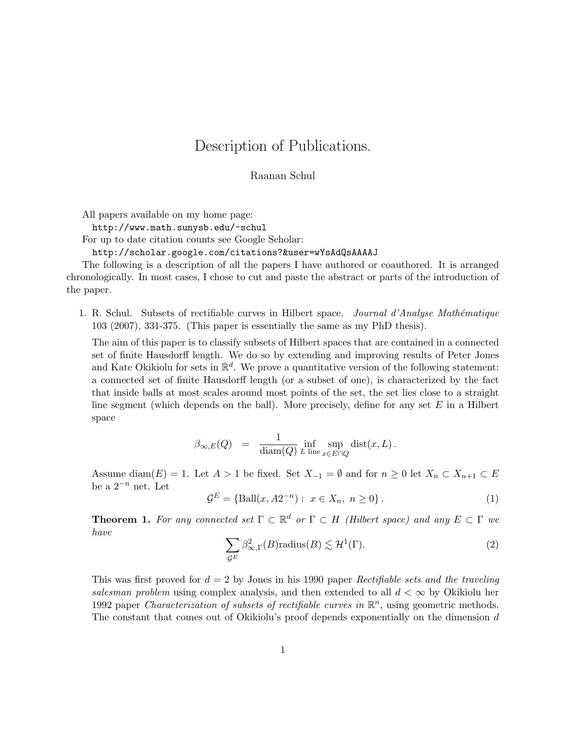# Description of Publications.

Raanan Schul

All papers available on my home page:

`http://www.math.sunysb.edu/~schul`

For up to date citation counts see Google Scholar:

`http://scholar.google.com/citations?&user=wYsAdQsAAAAJ`

The following is a description of all the papers I have authored or coauthored. It is arranged chronologically. In most cases, I chose to cut and paste the abstract or parts of the introduction of the paper.

1. R. Schul. Subsets of rectifiable curves in Hilbert space. *Journal d'Analyse Mathématique* 103 (2007), 331-375. (This paper is essentially the same as my PhD thesis).

   The aim of this paper is to classify subsets of Hilbert spaces that are contained in a connected set of finite Hausdorff length. We do so by extending and improving results of Peter Jones and Kate Okikiolu for sets in $\mathbb{R}^d$. We prove a quantitative version of the following statement: a connected set of finite Hausdorff length (or a subset of one), is characterized by the fact that inside balls at most scales around most points of the set, the set lies close to a straight line segment (which depends on the ball). More precisely, define for any set $E$ in a Hilbert space

   $$\beta_{\infty,E}(Q) \quad = \quad \frac{1}{\operatorname{diam}(Q)} \inf_{L \text{ line}} \sup_{x \in E \cap Q} \operatorname{dist}(x, L)\,.$$

   Assume $\operatorname{diam}(E) = 1$. Let $A > 1$ be fixed. Set $X_{-1} = \emptyset$ and for $n \geq 0$ let $X_n \subset X_{n+1} \subset E$ be a $2^{-n}$ net. Let

   $$\mathcal{G}^E = \{\operatorname{Ball}(x, A2^{-n}) : \; x \in X_n, \; n \geq 0\}\,. \tag{1}$$

   **Theorem 1.** *For any connected set $\Gamma \subset \mathbb{R}^d$ or $\Gamma \subset H$ (Hilbert space) and any $E \subset \Gamma$ we have*

   $$\sum_{\mathcal{G}^E} \beta^2_{\infty,\Gamma}(B)\operatorname{radius}(B) \lesssim \mathcal{H}^1(\Gamma). \tag{2}$$

   This was first proved for $d = 2$ by Jones in his 1990 paper *Rectifiable sets and the traveling salesman problem* using complex analysis, and then extended to all $d < \infty$ by Okikiolu her 1992 paper *Characterization of subsets of rectifiable curves in $\mathbb{R}^n$*, using geometric methods. The constant that comes out of Okikiolu's proof depends exponentially on the dimension $d$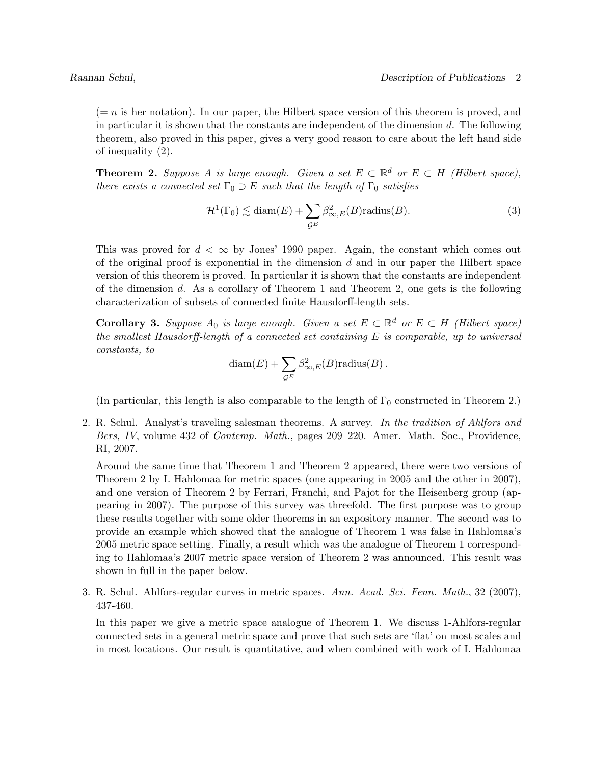(= $n$ is her notation). In our paper, the Hilbert space version of this theorem is proved, and in particular it is shown that the constants are independent of the dimension $d$. The following theorem, also proved in this paper, gives a very good reason to care about the left hand side of inequality (2).

**Theorem 2.** *Suppose $A$ is large enough. Given a set $E \subset \mathbb{R}^d$ or $E \subset H$ (Hilbert space), there exists a connected set $\Gamma_0 \supset E$ such that the length of $\Gamma_0$ satisfies*

$$\mathcal{H}^1(\Gamma_0) \lesssim \operatorname{diam}(E) + \sum_{\mathcal{G}^E} \beta^2_{\infty,E}(B)\operatorname{radius}(B). \tag{3}$$

This was proved for $d < \infty$ by Jones' 1990 paper. Again, the constant which comes out of the original proof is exponential in the dimension $d$ and in our paper the Hilbert space version of this theorem is proved. In particular it is shown that the constants are independent of the dimension $d$. As a corollary of Theorem 1 and Theorem 2, one gets is the following characterization of subsets of connected finite Hausdorff-length sets.

**Corollary 3.** *Suppose $A_0$ is large enough. Given a set $E \subset \mathbb{R}^d$ or $E \subset H$ (Hilbert space) the smallest Hausdorff-length of a connected set containing $E$ is comparable, up to universal constants, to*

$$\operatorname{diam}(E) + \sum_{\mathcal{G}^E} \beta^2_{\infty,E}(B)\operatorname{radius}(B)\,.$$

(In particular, this length is also comparable to the length of $\Gamma_0$ constructed in Theorem 2.)

2. R. Schul. Analyst's traveling salesman theorems. A survey. *In the tradition of Ahlfors and Bers, IV*, volume 432 of *Contemp. Math.*, pages 209–220. Amer. Math. Soc., Providence, RI, 2007.

   Around the same time that Theorem 1 and Theorem 2 appeared, there were two versions of Theorem 2 by I. Hahlomaa for metric spaces (one appearing in 2005 and the other in 2007), and one version of Theorem 2 by Ferrari, Franchi, and Pajot for the Heisenberg group (appearing in 2007). The purpose of this survey was threefold. The first purpose was to group these results together with some older theorems in an expository manner. The second was to provide an example which showed that the analogue of Theorem 1 was false in Hahlomaa's 2005 metric space setting. Finally, a result which was the analogue of Theorem 1 corresponding to Hahlomaa's 2007 metric space version of Theorem 2 was announced. This result was shown in full in the paper below.

3. R. Schul. Ahlfors-regular curves in metric spaces. *Ann. Acad. Sci. Fenn. Math.*, 32 (2007), 437-460.

   In this paper we give a metric space analogue of Theorem 1. We discuss 1-Ahlfors-regular connected sets in a general metric space and prove that such sets are 'flat' on most scales and in most locations. Our result is quantitative, and when combined with work of I. Hahlomaa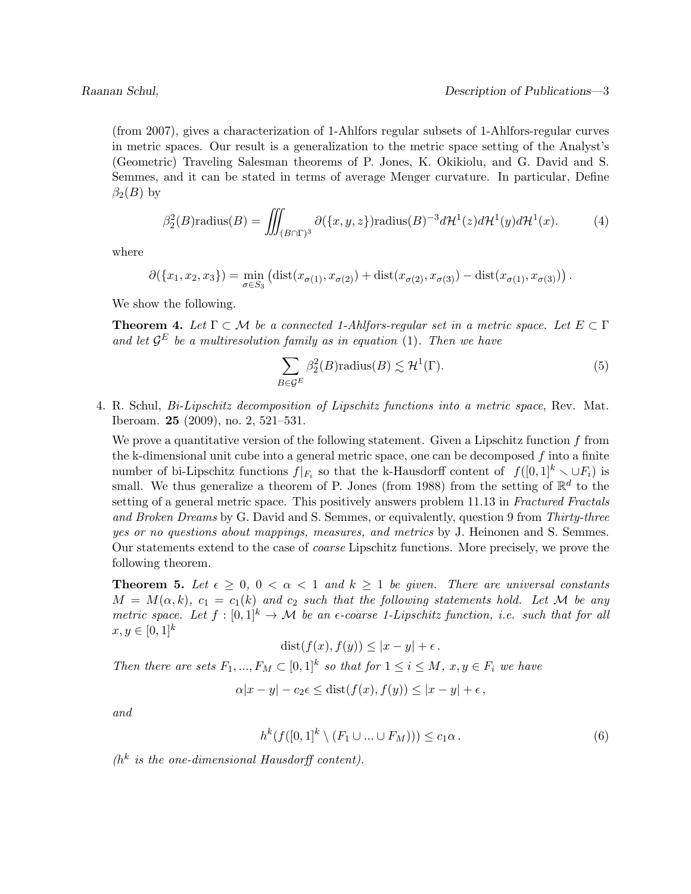(from 2007), gives a characterization of 1-Ahlfors regular subsets of 1-Ahlfors-regular curves in metric spaces. Our result is a generalization to the metric space setting of the Analyst's (Geometric) Traveling Salesman theorems of P. Jones, K. Okikiolu, and G. David and S. Semmes, and it can be stated in terms of average Menger curvature. In particular, Define $\beta_2(B)$ by

$$\beta_2^2(B)\text{radius}(B) = \iiint_{(B\cap\Gamma)^3} \partial(\{x,y,z\})\text{radius}(B)^{-3} d\mathcal{H}^1(z) d\mathcal{H}^1(y) d\mathcal{H}^1(x). \tag{4}$$

where

$$\partial(\{x_1,x_2,x_3\}) = \min_{\sigma\in S_3} \left(\text{dist}(x_{\sigma(1)},x_{\sigma(2)}) + \text{dist}(x_{\sigma(2)},x_{\sigma(3)}) - \text{dist}(x_{\sigma(1)},x_{\sigma(3)})\right).$$

We show the following.

**Theorem 4.** *Let $\Gamma \subset \mathcal{M}$ be a connected 1-Ahlfors-regular set in a metric space. Let $E \subset \Gamma$ and let $\mathcal{G}^E$ be a multiresolution family as in equation* (1)*. Then we have*

$$\sum_{B\in\mathcal{G}^E} \beta_2^2(B)\text{radius}(B) \lesssim \mathcal{H}^1(\Gamma). \tag{5}$$

4. R. Schul, *Bi-Lipschitz decomposition of Lipschitz functions into a metric space*, Rev. Mat. Iberoam. **25** (2009), no. 2, 521–531.

   We prove a quantitative version of the following statement. Given a Lipschitz function $f$ from the k-dimensional unit cube into a general metric space, one can be decomposed $f$ into a finite number of bi-Lipschitz functions $f|_{F_i}$ so that the k-Hausdorff content of $f([0,1]^k \smallsetminus \cup F_i)$ is small. We thus generalize a theorem of P. Jones (from 1988) from the setting of $\mathbb{R}^d$ to the setting of a general metric space. This positively answers problem 11.13 in *Fractured Fractals and Broken Dreams* by G. David and S. Semmes, or equivalently, question 9 from *Thirty-three yes or no questions about mappings, measures, and metrics* by J. Heinonen and S. Semmes. Our statements extend to the case of *coarse* Lipschitz functions. More precisely, we prove the following theorem.

   **Theorem 5.** *Let $\epsilon \geq 0$, $0 < \alpha < 1$ and $k \geq 1$ be given. There are universal constants $M = M(\alpha,k)$, $c_1 = c_1(k)$ and $c_2$ such that the following statements hold. Let $\mathcal{M}$ be any metric space. Let $f : [0,1]^k \to \mathcal{M}$ be an $\epsilon$-coarse 1-Lipschitz function, i.e. such that for all $x, y \in [0,1]^k$*

   $$\text{dist}(f(x), f(y)) \leq |x-y| + \epsilon\,.$$

   *Then there are sets $F_1, ..., F_M \subset [0,1]^k$ so that for $1 \leq i \leq M$, $x, y \in F_i$ we have*

   $$\alpha|x-y| - c_2\epsilon \leq \text{dist}(f(x), f(y)) \leq |x-y| + \epsilon\,,$$

   *and*

   $$h^k(f([0,1]^k \setminus (F_1 \cup ... \cup F_M))) \leq c_1\alpha\,. \tag{6}$$

   *($h^k$ is the one-dimensional Hausdorff content).*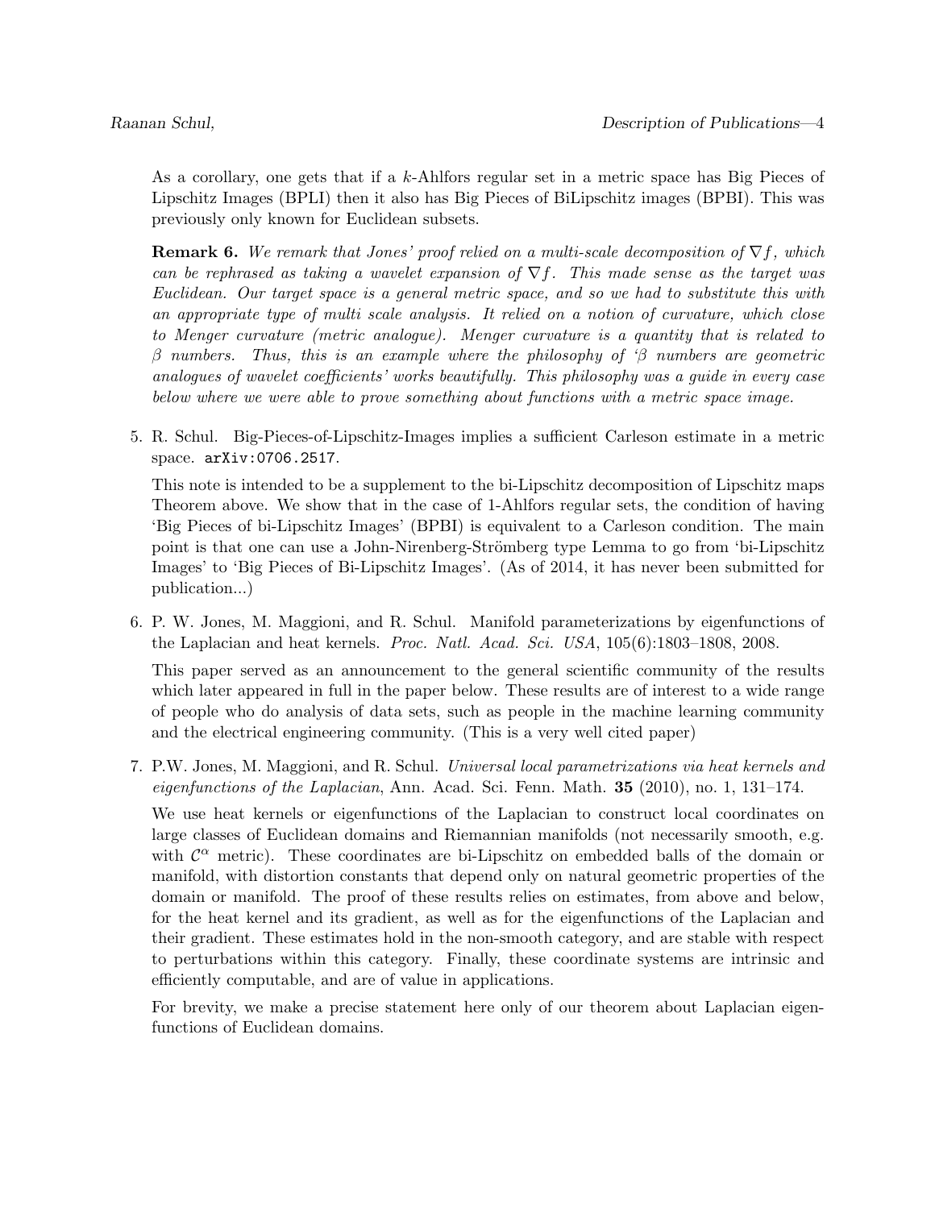As a corollary, one gets that if a $k$-Ahlfors regular set in a metric space has Big Pieces of Lipschitz Images (BPLI) then it also has Big Pieces of BiLipschitz images (BPBI). This was previously only known for Euclidean subsets.

**Remark 6.** *We remark that Jones' proof relied on a multi-scale decomposition of $\nabla f$, which can be rephrased as taking a wavelet expansion of $\nabla f$. This made sense as the target was Euclidean. Our target space is a general metric space, and so we had to substitute this with an appropriate type of multi scale analysis. It relied on a notion of curvature, which close to Menger curvature (metric analogue). Menger curvature is a quantity that is related to $\beta$ numbers. Thus, this is an example where the philosophy of '$\beta$ numbers are geometric analogues of wavelet coefficients' works beautifully. This philosophy was a guide in every case below where we were able to prove something about functions with a metric space image.*

5. R. Schul. Big-Pieces-of-Lipschitz-Images implies a sufficient Carleson estimate in a metric space. `arXiv:0706.2517`.

   This note is intended to be a supplement to the bi-Lipschitz decomposition of Lipschitz maps Theorem above. We show that in the case of 1-Ahlfors regular sets, the condition of having 'Big Pieces of bi-Lipschitz Images' (BPBI) is equivalent to a Carleson condition. The main point is that one can use a John-Nirenberg-Strömberg type Lemma to go from 'bi-Lipschitz Images' to 'Big Pieces of Bi-Lipschitz Images'. (As of 2014, it has never been submitted for publication...)

6. P. W. Jones, M. Maggioni, and R. Schul. Manifold parameterizations by eigenfunctions of the Laplacian and heat kernels. *Proc. Natl. Acad. Sci. USA*, 105(6):1803–1808, 2008.

   This paper served as an announcement to the general scientific community of the results which later appeared in full in the paper below. These results are of interest to a wide range of people who do analysis of data sets, such as people in the machine learning community and the electrical engineering community. (This is a very well cited paper)

7. P.W. Jones, M. Maggioni, and R. Schul. *Universal local parametrizations via heat kernels and eigenfunctions of the Laplacian*, Ann. Acad. Sci. Fenn. Math. **35** (2010), no. 1, 131–174.

   We use heat kernels or eigenfunctions of the Laplacian to construct local coordinates on large classes of Euclidean domains and Riemannian manifolds (not necessarily smooth, e.g. with $\mathcal{C}^\alpha$ metric). These coordinates are bi-Lipschitz on embedded balls of the domain or manifold, with distortion constants that depend only on natural geometric properties of the domain or manifold. The proof of these results relies on estimates, from above and below, for the heat kernel and its gradient, as well as for the eigenfunctions of the Laplacian and their gradient. These estimates hold in the non-smooth category, and are stable with respect to perturbations within this category. Finally, these coordinate systems are intrinsic and efficiently computable, and are of value in applications.

   For brevity, we make a precise statement here only of our theorem about Laplacian eigenfunctions of Euclidean domains.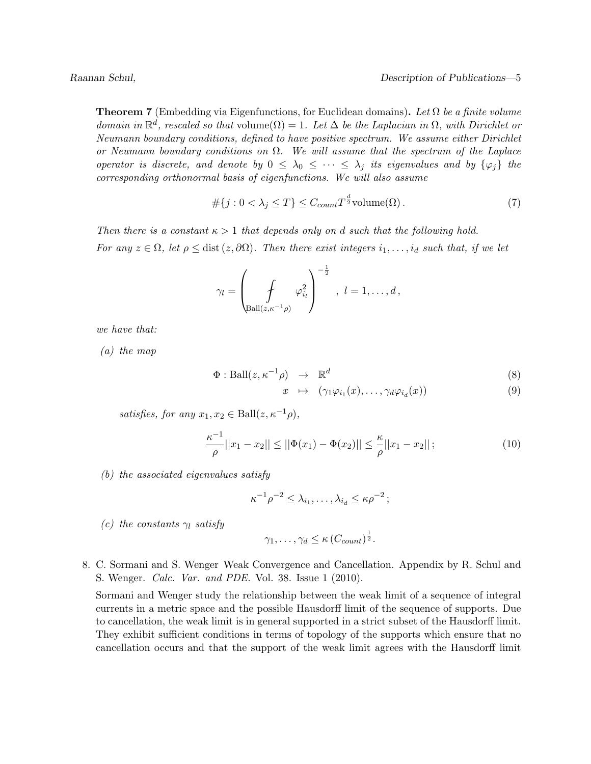**Theorem 7** (Embedding via Eigenfunctions, for Euclidean domains)**.** *Let $\Omega$ be a finite volume domain in $\mathbb{R}^d$, rescaled so that* $\text{volume}(\Omega) = 1$*. Let $\Delta$ be the Laplacian in $\Omega$, with Dirichlet or Neumann boundary conditions, defined to have positive spectrum. We assume either Dirichlet or Neumann boundary conditions on $\Omega$. We will assume that the spectrum of the Laplace operator is discrete, and denote by $0 \leq \lambda_0 \leq \cdots \leq \lambda_j$ its eigenvalues and by $\{\varphi_j\}$ the corresponding orthonormal basis of eigenfunctions. We will also assume*

$$\#\{j : 0 < \lambda_j \leq T\} \leq C_{count} T^{\frac{d}{2}} \text{volume}(\Omega) \,. \tag{7}$$

*Then there is a constant $\kappa > 1$ that depends only on $d$ such that the following hold.*

*For any $z \in \Omega$, let $\rho \leq \operatorname{dist}(z, \partial\Omega)$. Then there exist integers $i_1, \ldots, i_d$ such that, if we let*

$$\gamma_l = \left( \fint_{\text{Ball}(z,\kappa^{-1}\rho)} \varphi_{i_l}^2 \right)^{-\frac{1}{2}} \,, \; l = 1, \ldots, d \,,$$

*we have that:*

*(a) the map*

$$\begin{aligned} \Phi : \text{Ball}(z, \kappa^{-1}\rho) &\rightarrow \mathbb{R}^d & (8)\\ x &\mapsto (\gamma_1 \varphi_{i_1}(x), \ldots, \gamma_d \varphi_{i_d}(x)) & (9) \end{aligned}$$

*satisfies, for any $x_1, x_2 \in \text{Ball}(z, \kappa^{-1}\rho)$,*

$$\frac{\kappa^{-1}}{\rho} ||x_1 - x_2|| \leq ||\Phi(x_1) - \Phi(x_2)|| \leq \frac{\kappa}{\rho} ||x_1 - x_2|| \,; \tag{10}$$

*(b) the associated eigenvalues satisfy*

$$\kappa^{-1} \rho^{-2} \leq \lambda_{i_1}, \ldots, \lambda_{i_d} \leq \kappa \rho^{-2} \,;$$

*(c) the constants $\gamma_l$ satisfy*

$$\gamma_1, \ldots, \gamma_d \leq \kappa \left( C_{count} \right)^{\frac{1}{2}} .$$

8. C. Sormani and S. Wenger Weak Convergence and Cancellation. Appendix by R. Schul and S. Wenger. *Calc. Var. and PDE.* Vol. 38. Issue 1 (2010).

   Sormani and Wenger study the relationship between the weak limit of a sequence of integral currents in a metric space and the possible Hausdorff limit of the sequence of supports. Due to cancellation, the weak limit is in general supported in a strict subset of the Hausdorff limit. They exhibit sufficient conditions in terms of topology of the supports which ensure that no cancellation occurs and that the support of the weak limit agrees with the Hausdorff limit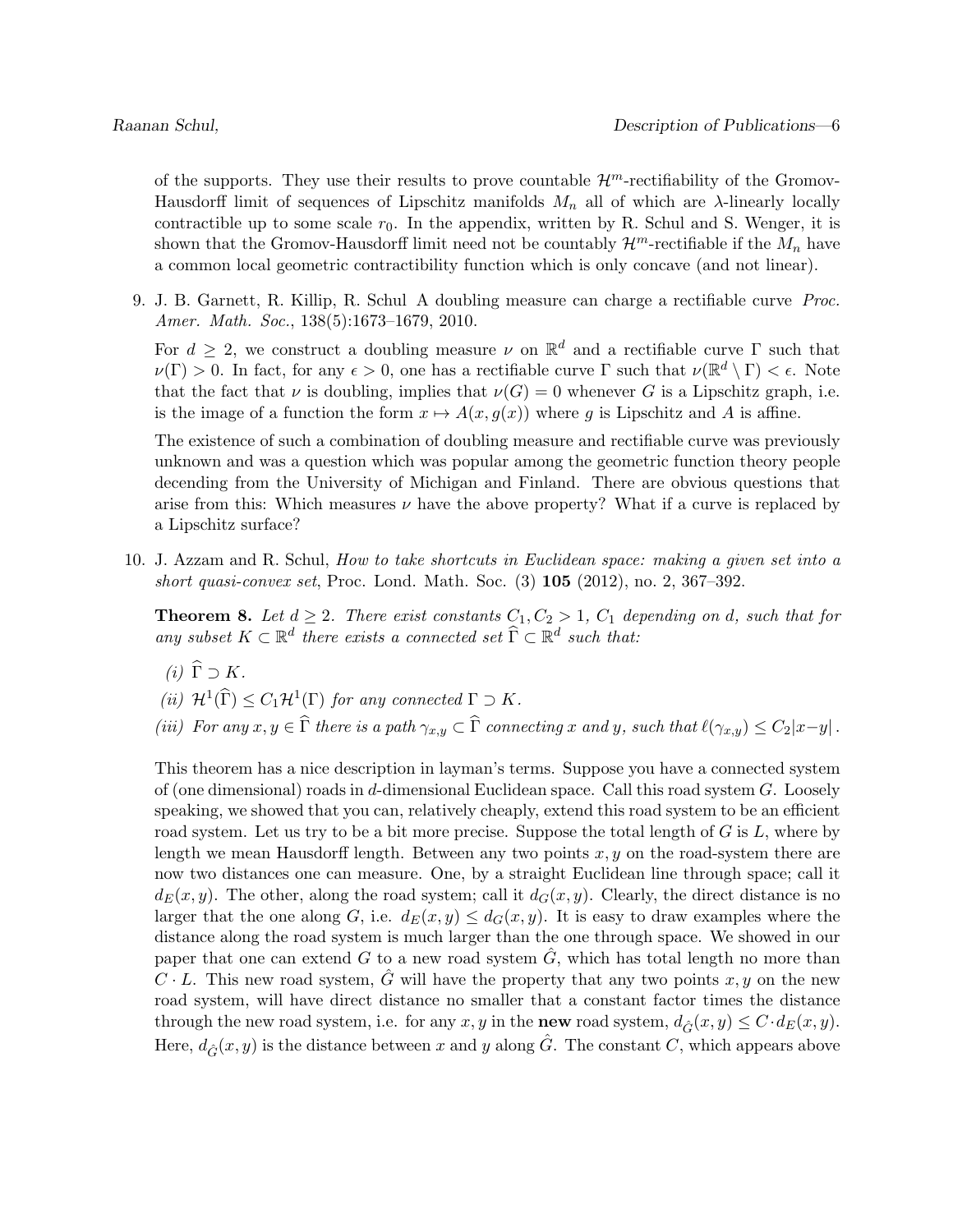of the supports. They use their results to prove countable $\mathcal{H}^m$-rectifiability of the Gromov-Hausdorff limit of sequences of Lipschitz manifolds $M_n$ all of which are $\lambda$-linearly locally contractible up to some scale $r_0$. In the appendix, written by R. Schul and S. Wenger, it is shown that the Gromov-Hausdorff limit need not be countably $\mathcal{H}^m$-rectifiable if the $M_n$ have a common local geometric contractibility function which is only concave (and not linear).

9. J. B. Garnett, R. Killip, R. Schul A doubling measure can charge a rectifiable curve *Proc. Amer. Math. Soc.*, 138(5):1673–1679, 2010.

   For $d \geq 2$, we construct a doubling measure $\nu$ on $\mathbb{R}^d$ and a rectifiable curve $\Gamma$ such that $\nu(\Gamma) > 0$. In fact, for any $\epsilon > 0$, one has a rectifiable curve $\Gamma$ such that $\nu(\mathbb{R}^d \setminus \Gamma) < \epsilon$. Note that the fact that $\nu$ is doubling, implies that $\nu(G) = 0$ whenever $G$ is a Lipschitz graph, i.e. is the image of a function the form $x \mapsto A(x, g(x))$ where $g$ is Lipschitz and $A$ is affine.

   The existence of such a combination of doubling measure and rectifiable curve was previously unknown and was a question which was popular among the geometric function theory people decending from the University of Michigan and Finland. There are obvious questions that arise from this: Which measures $\nu$ have the above property? What if a curve is replaced by a Lipschitz surface?

10. J. Azzam and R. Schul, *How to take shortcuts in Euclidean space: making a given set into a short quasi-convex set*, Proc. Lond. Math. Soc. (3) **105** (2012), no. 2, 367–392.

    **Theorem 8.** *Let $d \geq 2$. There exist constants $C_1, C_2 > 1$, $C_1$ depending on d, such that for any subset $K \subset \mathbb{R}^d$ there exists a connected set $\widehat{\Gamma} \subset \mathbb{R}^d$ such that:*

    *(i)* $\widehat{\Gamma} \supset K$.

    *(ii)* $\mathcal{H}^1(\widehat{\Gamma}) \leq C_1 \mathcal{H}^1(\Gamma)$ *for any connected* $\Gamma \supset K$.

    *(iii) For any $x, y \in \widehat{\Gamma}$ there is a path $\gamma_{x,y} \subset \widehat{\Gamma}$ connecting $x$ and $y$, such that $\ell(\gamma_{x,y}) \leq C_2|x-y|$.*

    This theorem has a nice description in layman's terms. Suppose you have a connected system of (one dimensional) roads in $d$-dimensional Euclidean space. Call this road system $G$. Loosely speaking, we showed that you can, relatively cheaply, extend this road system to be an efficient road system. Let us try to be a bit more precise. Suppose the total length of $G$ is $L$, where by length we mean Hausdorff length. Between any two points $x, y$ on the road-system there are now two distances one can measure. One, by a straight Euclidean line through space; call it $d_E(x, y)$. The other, along the road system; call it $d_G(x, y)$. Clearly, the direct distance is no larger that the one along $G$, i.e. $d_E(x, y) \leq d_G(x, y)$. It is easy to draw examples where the distance along the road system is much larger than the one through space. We showed in our paper that one can extend $G$ to a new road system $\hat{G}$, which has total length no more than $C \cdot L$. This new road system, $\hat{G}$ will have the property that any two points $x, y$ on the new road system, will have direct distance no smaller that a constant factor times the distance through the new road system, i.e. for any $x, y$ in the **new** road system, $d_{\hat{G}}(x, y) \leq C \cdot d_E(x, y)$. Here, $d_{\hat{G}}(x, y)$ is the distance between $x$ and $y$ along $\hat{G}$. The constant $C$, which appears above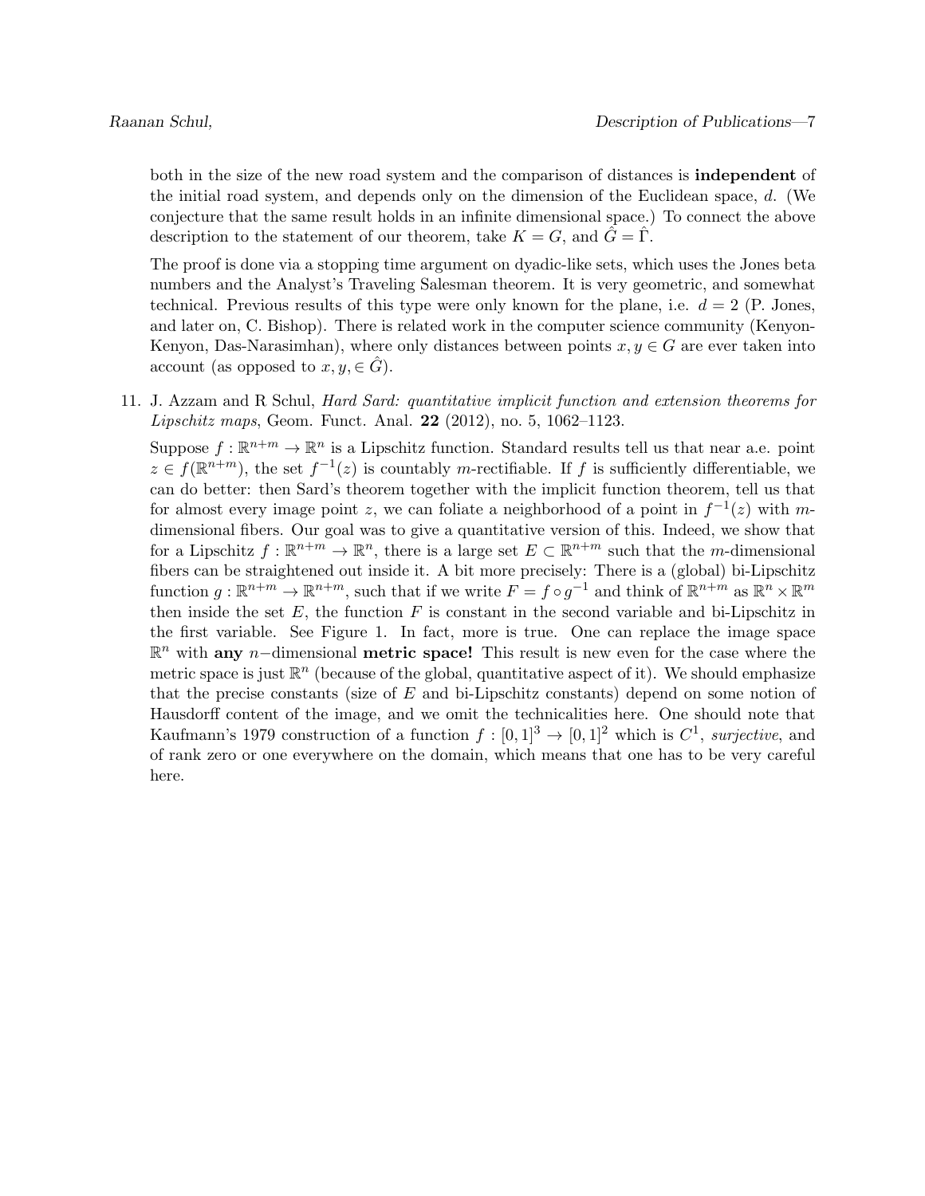both in the size of the new road system and the comparison of distances is **independent** of the initial road system, and depends only on the dimension of the Euclidean space, $d$. (We conjecture that the same result holds in an infinite dimensional space.) To connect the above description to the statement of our theorem, take $K = G$, and $\hat{G} = \hat{\Gamma}$.

The proof is done via a stopping time argument on dyadic-like sets, which uses the Jones beta numbers and the Analyst's Traveling Salesman theorem. It is very geometric, and somewhat technical. Previous results of this type were only known for the plane, i.e. $d = 2$ (P. Jones, and later on, C. Bishop). There is related work in the computer science community (Kenyon-Kenyon, Das-Narasimhan), where only distances between points $x, y \in G$ are ever taken into account (as opposed to $x, y, \in \hat{G}$).

11. J. Azzam and R Schul, *Hard Sard: quantitative implicit function and extension theorems for Lipschitz maps*, Geom. Funct. Anal. **22** (2012), no. 5, 1062–1123.

    Suppose $f : \mathbb{R}^{n+m} \to \mathbb{R}^n$ is a Lipschitz function. Standard results tell us that near a.e. point $z \in f(\mathbb{R}^{n+m})$, the set $f^{-1}(z)$ is countably $m$-rectifiable. If $f$ is sufficiently differentiable, we can do better: then Sard's theorem together with the implicit function theorem, tell us that for almost every image point $z$, we can foliate a neighborhood of a point in $f^{-1}(z)$ with $m$-dimensional fibers. Our goal was to give a quantitative version of this. Indeed, we show that for a Lipschitz $f : \mathbb{R}^{n+m} \to \mathbb{R}^n$, there is a large set $E \subset \mathbb{R}^{n+m}$ such that the $m$-dimensional fibers can be straightened out inside it. A bit more precisely: There is a (global) bi-Lipschitz function $g : \mathbb{R}^{n+m} \to \mathbb{R}^{n+m}$, such that if we write $F = f \circ g^{-1}$ and think of $\mathbb{R}^{n+m}$ as $\mathbb{R}^n \times \mathbb{R}^m$ then inside the set $E$, the function $F$ is constant in the second variable and bi-Lipschitz in the first variable. See Figure 1. In fact, more is true. One can replace the image space $\mathbb{R}^n$ with **any** $n-$dimensional **metric space!** This result is new even for the case where the metric space is just $\mathbb{R}^n$ (because of the global, quantitative aspect of it). We should emphasize that the precise constants (size of $E$ and bi-Lipschitz constants) depend on some notion of Hausdorff content of the image, and we omit the technicalities here. One should note that Kaufmann's 1979 construction of a function $f : [0,1]^3 \to [0,1]^2$ which is $C^1$, *surjective*, and of rank zero or one everywhere on the domain, which means that one has to be very careful here.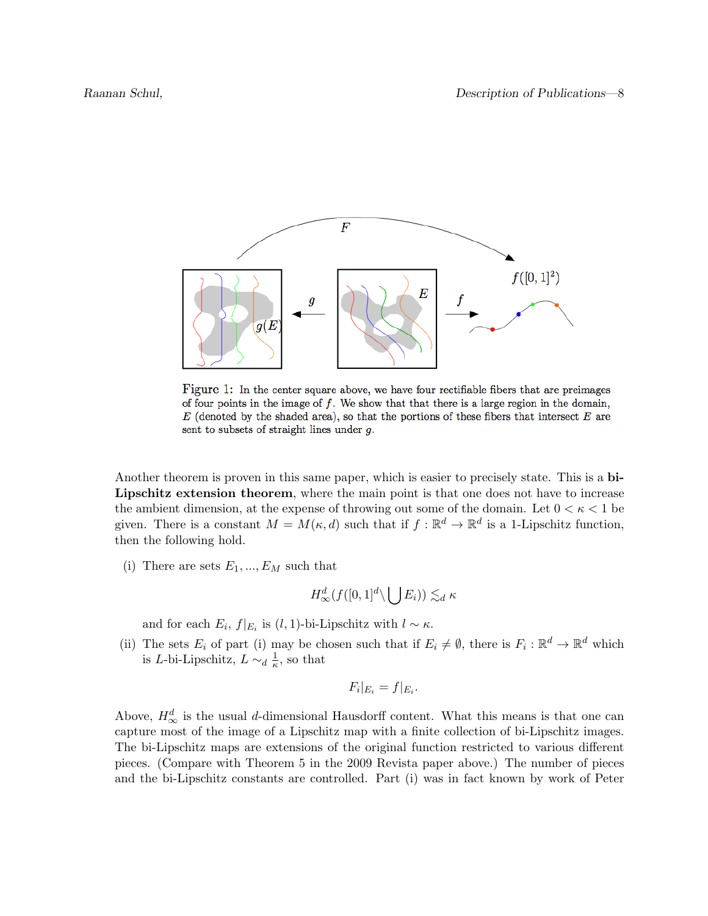Figure 1: In the center square above, we have four rectifiable fibers that are preimages of four points in the image of $f$. We show that that there is a large region in the domain, $E$ (denoted by the shaded area), so that the portions of these fibers that intersect $E$ are sent to subsets of straight lines under $g$.

Another theorem is proven in this same paper, which is easier to precisely state. This is a **bi-Lipschitz extension theorem**, where the main point is that one does not have to increase the ambient dimension, at the expense of throwing out some of the domain. Let $0 < \kappa < 1$ be given. There is a constant $M = M(\kappa, d)$ such that if $f : \mathbb{R}^d \to \mathbb{R}^d$ is a 1-Lipschitz function, then the following hold.

(i) There are sets $E_1, ..., E_M$ such that

$$H^d_\infty(f([0,1]^d \setminus \bigcup E_i)) \lesssim_d \kappa$$

and for each $E_i$, $f|_{E_i}$ is $(l, 1)$-bi-Lipschitz with $l \sim \kappa$.

(ii) The sets $E_i$ of part (i) may be chosen such that if $E_i \neq \emptyset$, there is $F_i : \mathbb{R}^d \to \mathbb{R}^d$ which is $L$-bi-Lipschitz, $L \sim_d \frac{1}{\kappa}$, so that

$$F_i|_{E_i} = f|_{E_i}.$$

Above, $H^d_\infty$ is the usual $d$-dimensional Hausdorff content. What this means is that one can capture most of the image of a Lipschitz map with a finite collection of bi-Lipschitz images. The bi-Lipschitz maps are extensions of the original function restricted to various different pieces. (Compare with Theorem 5 in the 2009 Revista paper above.) The number of pieces and the bi-Lipschitz constants are controlled. Part (i) was in fact known by work of Peter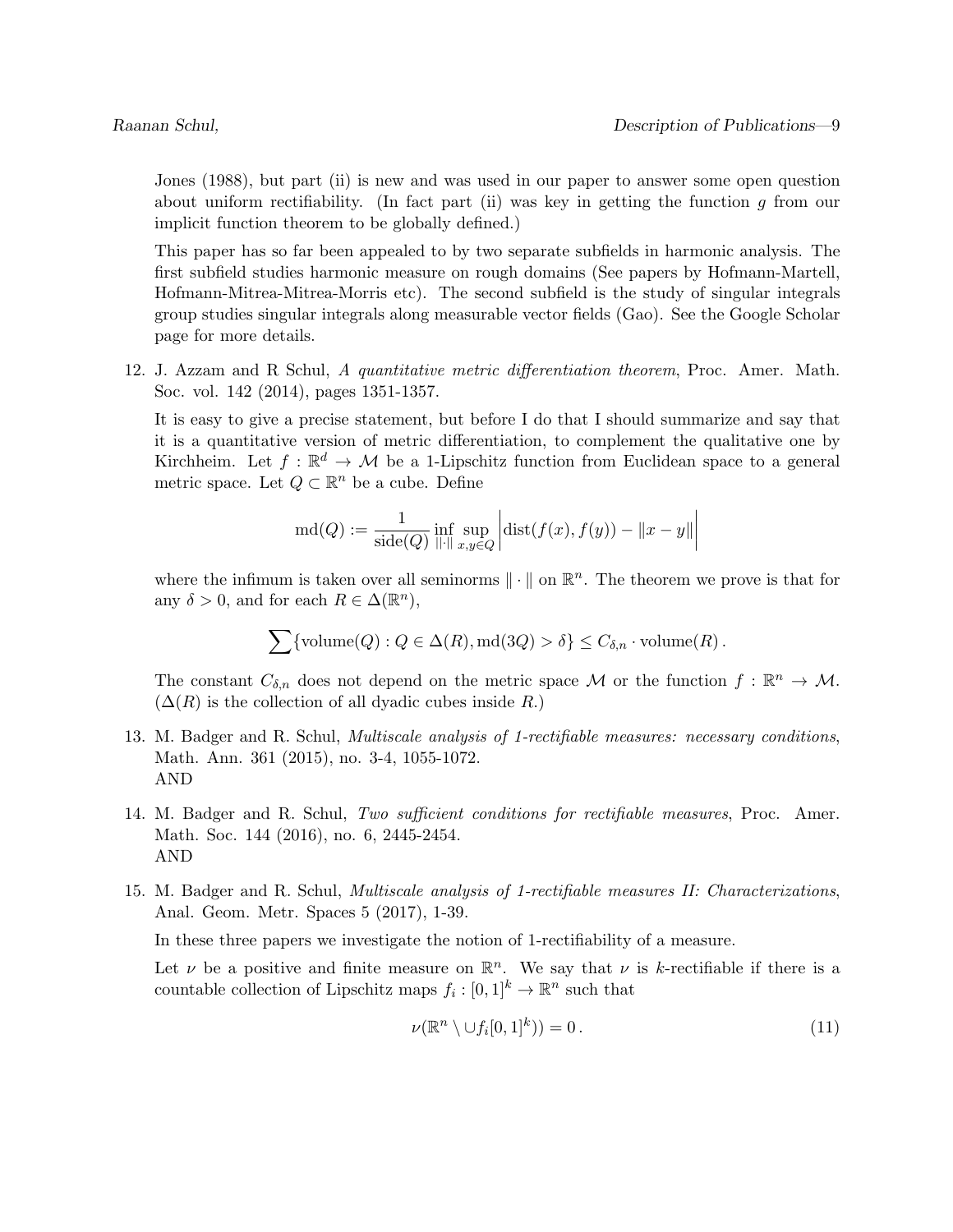Jones (1988), but part (ii) is new and was used in our paper to answer some open question about uniform rectifiability. (In fact part (ii) was key in getting the function $g$ from our implicit function theorem to be globally defined.)

This paper has so far been appealed to by two separate subfields in harmonic analysis. The first subfield studies harmonic measure on rough domains (See papers by Hofmann-Martell, Hofmann-Mitrea-Mitrea-Morris etc). The second subfield is the study of singular integrals group studies singular integrals along measurable vector fields (Gao). See the Google Scholar page for more details.

12. J. Azzam and R Schul, *A quantitative metric differentiation theorem*, Proc. Amer. Math. Soc. vol. 142 (2014), pages 1351-1357.

    It is easy to give a precise statement, but before I do that I should summarize and say that it is a quantitative version of metric differentiation, to complement the qualitative one by Kirchheim. Let $f : \mathbb{R}^d \to \mathcal{M}$ be a 1-Lipschitz function from Euclidean space to a general metric space. Let $Q \subset \mathbb{R}^n$ be a cube. Define

    $$\mathrm{md}(Q) := \frac{1}{\mathrm{side}(Q)} \inf_{\|\cdot\|} \sup_{x,y \in Q} \Big| \mathrm{dist}(f(x), f(y)) - \|x-y\| \Big|$$

    where the infimum is taken over all seminorms $\|\cdot\|$ on $\mathbb{R}^n$. The theorem we prove is that for any $\delta > 0$, and for each $R \in \Delta(\mathbb{R}^n)$,

    $$\sum \{\mathrm{volume}(Q) : Q \in \Delta(R), \mathrm{md}(3Q) > \delta\} \leq C_{\delta,n} \cdot \mathrm{volume}(R)\,.$$

    The constant $C_{\delta,n}$ does not depend on the metric space $\mathcal{M}$ or the function $f : \mathbb{R}^n \to \mathcal{M}$. ($\Delta(R)$ is the collection of all dyadic cubes inside $R$.)

13. M. Badger and R. Schul, *Multiscale analysis of 1-rectifiable measures: necessary conditions*, Math. Ann. 361 (2015), no. 3-4, 1055-1072.
    AND

14. M. Badger and R. Schul, *Two sufficient conditions for rectifiable measures*, Proc. Amer. Math. Soc. 144 (2016), no. 6, 2445-2454.
    AND

15. M. Badger and R. Schul, *Multiscale analysis of 1-rectifiable measures II: Characterizations*, Anal. Geom. Metr. Spaces 5 (2017), 1-39.

    In these three papers we investigate the notion of 1-rectifiability of a measure.

    Let $\nu$ be a positive and finite measure on $\mathbb{R}^n$. We say that $\nu$ is $k$-rectifiable if there is a countable collection of Lipschitz maps $f_i : [0,1]^k \to \mathbb{R}^n$ such that

    $$\nu(\mathbb{R}^n \setminus \cup f_i[0,1]^k)) = 0\,. \tag{11}$$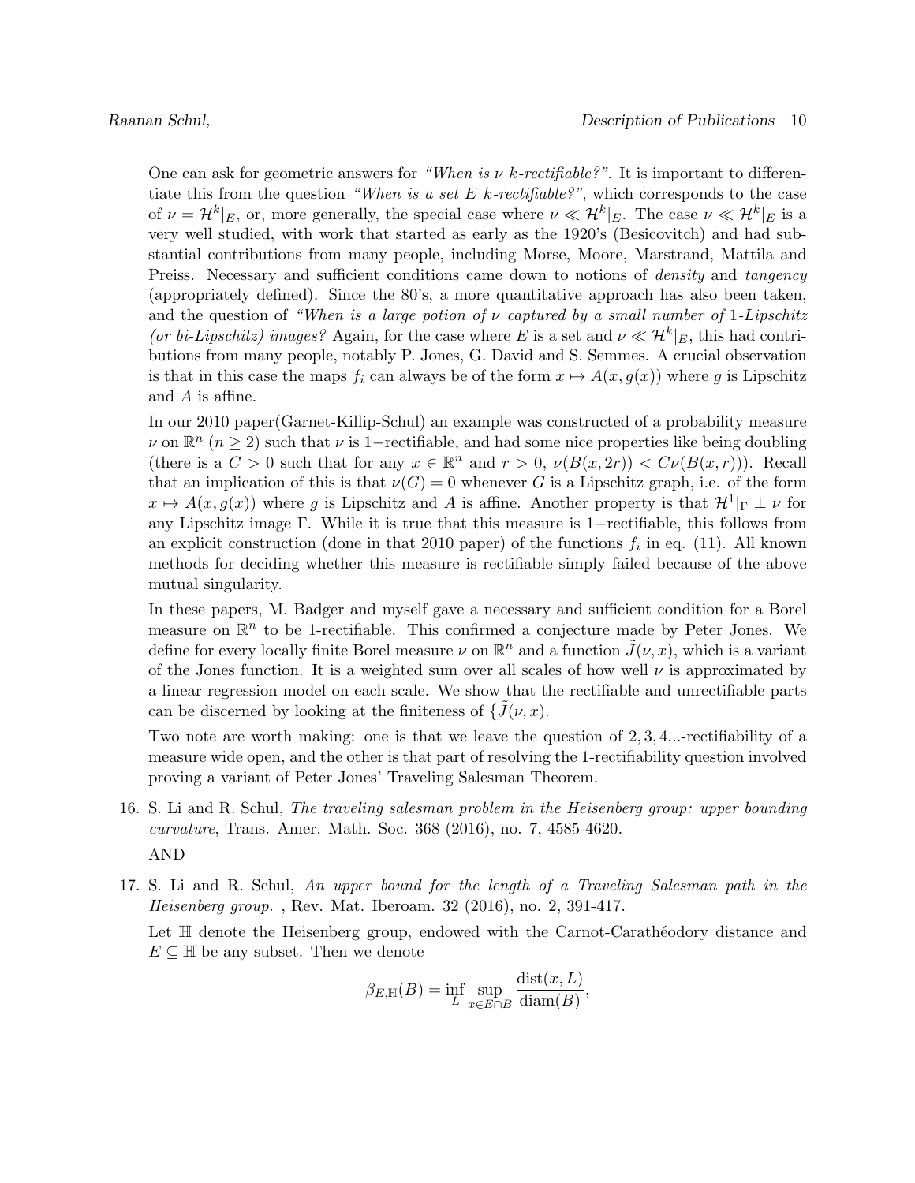One can ask for geometric answers for *"When is $\nu$ $k$-rectifiable?"*. It is important to differentiate this from the question *"When is a set $E$ $k$-rectifiable?"*, which corresponds to the case of $\nu = \mathcal{H}^k|_E$, or, more generally, the special case where $\nu \ll \mathcal{H}^k|_E$. The case $\nu \ll \mathcal{H}^k|_E$ is a very well studied, with work that started as early as the 1920's (Besicovitch) and had substantial contributions from many people, including Morse, Moore, Marstrand, Mattila and Preiss. Necessary and sufficient conditions came down to notions of *density* and *tangency* (appropriately defined). Since the 80's, a more quantitative approach has also been taken, and the question of *"When is a large potion of $\nu$ captured by a small number of 1-Lipschitz (or bi-Lipschitz) images?* Again, for the case where $E$ is a set and $\nu \ll \mathcal{H}^k|_E$, this had contributions from many people, notably P. Jones, G. David and S. Semmes. A crucial observation is that in this case the maps $f_i$ can always be of the form $x \mapsto A(x, g(x))$ where $g$ is Lipschitz and $A$ is affine.

In our 2010 paper(Garnet-Killip-Schul) an example was constructed of a probability measure $\nu$ on $\mathbb{R}^n$ ($n \geq 2$) such that $\nu$ is 1−rectifiable, and had some nice properties like being doubling (there is a $C > 0$ such that for any $x \in \mathbb{R}^n$ and $r > 0$, $\nu(B(x, 2r)) < C\nu(B(x, r))$). Recall that an implication of this is that $\nu(G) = 0$ whenever $G$ is a Lipschitz graph, i.e. of the form $x \mapsto A(x, g(x))$ where $g$ is Lipschitz and $A$ is affine. Another property is that $\mathcal{H}^1|_\Gamma \perp \nu$ for any Lipschitz image $\Gamma$. While it is true that this measure is 1−rectifiable, this follows from an explicit construction (done in that 2010 paper) of the functions $f_i$ in eq. (11). All known methods for deciding whether this measure is rectifiable simply failed because of the above mutual singularity.

In these papers, M. Badger and myself gave a necessary and sufficient condition for a Borel measure on $\mathbb{R}^n$ to be 1-rectifiable. This confirmed a conjecture made by Peter Jones. We define for every locally finite Borel measure $\nu$ on $\mathbb{R}^n$ and a function $\tilde{J}(\nu, x)$, which is a variant of the Jones function. It is a weighted sum over all scales of how well $\nu$ is approximated by a linear regression model on each scale. We show that the rectifiable and unrectifiable parts can be discerned by looking at the finiteness of $\{\tilde{J}(\nu, x)$.

Two note are worth making: one is that we leave the question of 2, 3, 4...-rectifiability of a measure wide open, and the other is that part of resolving the 1-rectifiability question involved proving a variant of Peter Jones' Traveling Salesman Theorem.

16. S. Li and R. Schul, *The traveling salesman problem in the Heisenberg group: upper bounding curvature*, Trans. Amer. Math. Soc. 368 (2016), no. 7, 4585-4620.

    AND

17. S. Li and R. Schul, *An upper bound for the length of a Traveling Salesman path in the Heisenberg group.* , Rev. Mat. Iberoam. 32 (2016), no. 2, 391-417.

    Let $\mathbb{H}$ denote the Heisenberg group, endowed with the Carnot-Carathéodory distance and $E \subseteq \mathbb{H}$ be any subset. Then we denote

$$\beta_{E,\mathbb{H}}(B) = \inf_L \sup_{x \in E \cap B} \frac{\text{dist}(x, L)}{\text{diam}(B)},$$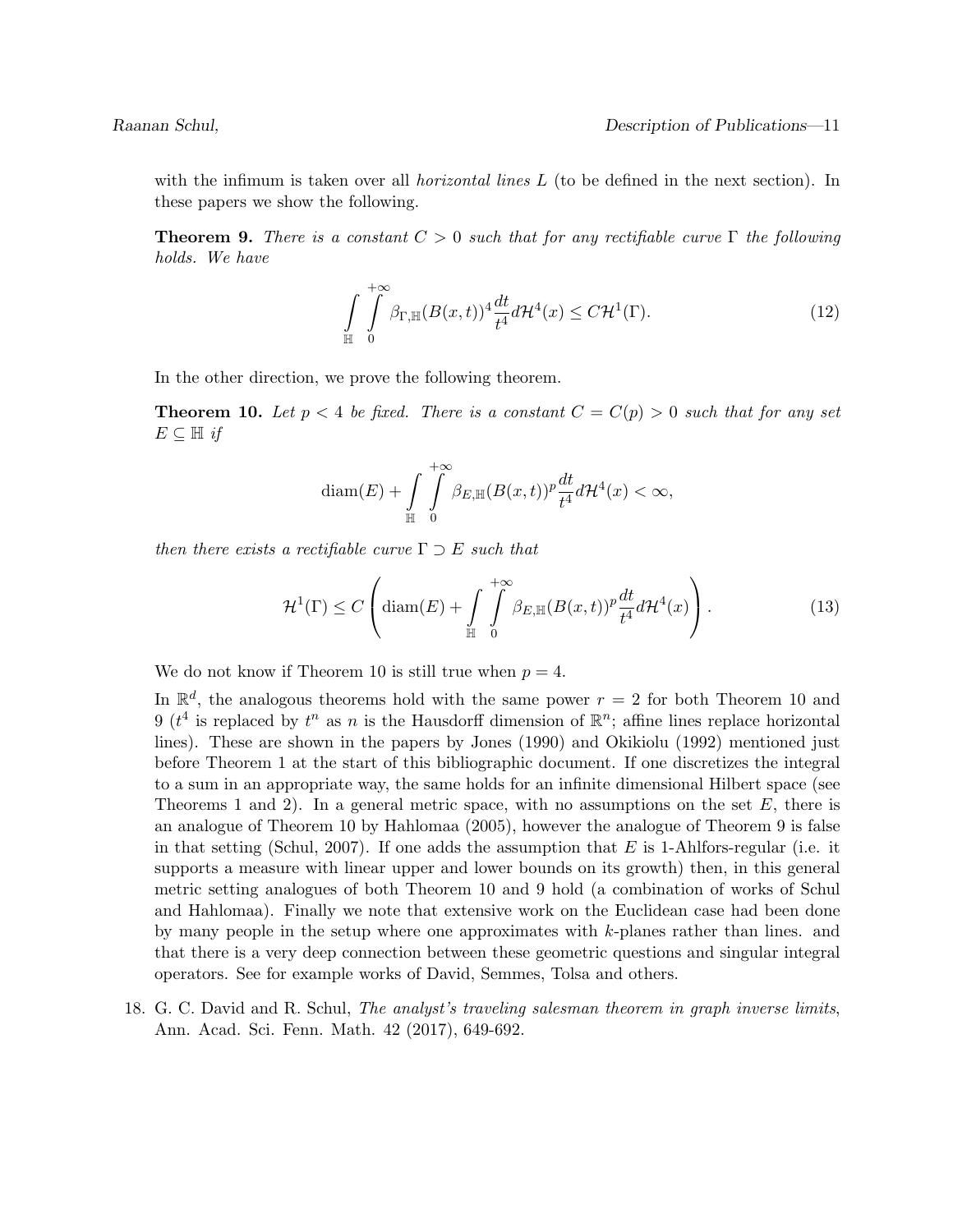with the infimum is taken over all *horizontal lines* $L$ (to be defined in the next section). In these papers we show the following.

**Theorem 9.** *There is a constant $C > 0$ such that for any rectifiable curve $\Gamma$ the following holds. We have*

$$\int_{\mathbb{H}} \int_{0}^{+\infty} \beta_{\Gamma,\mathbb{H}}(B(x,t))^4 \frac{dt}{t^4} d\mathcal{H}^4(x) \leq C\mathcal{H}^1(\Gamma). \tag{12}$$

In the other direction, we prove the following theorem.

**Theorem 10.** *Let $p < 4$ be fixed. There is a constant $C = C(p) > 0$ such that for any set $E \subseteq \mathbb{H}$ if*

$$\mathrm{diam}(E) + \int_{\mathbb{H}} \int_{0}^{+\infty} \beta_{E,\mathbb{H}}(B(x,t))^p \frac{dt}{t^4} d\mathcal{H}^4(x) < \infty,$$

*then there exists a rectifiable curve $\Gamma \supset E$ such that*

$$\mathcal{H}^1(\Gamma) \leq C \left( \mathrm{diam}(E) + \int_{\mathbb{H}} \int_{0}^{+\infty} \beta_{E,\mathbb{H}}(B(x,t))^p \frac{dt}{t^4} d\mathcal{H}^4(x) \right). \tag{13}$$

We do not know if Theorem 10 is still true when $p = 4$.

In $\mathbb{R}^d$, the analogous theorems hold with the same power $r = 2$ for both Theorem 10 and 9 ($t^4$ is replaced by $t^n$ as $n$ is the Hausdorff dimension of $\mathbb{R}^n$; affine lines replace horizontal lines). These are shown in the papers by Jones (1990) and Okikiolu (1992) mentioned just before Theorem 1 at the start of this bibliographic document. If one discretizes the integral to a sum in an appropriate way, the same holds for an infinite dimensional Hilbert space (see Theorems 1 and 2). In a general metric space, with no assumptions on the set $E$, there is an analogue of Theorem 10 by Hahlomaa (2005), however the analogue of Theorem 9 is false in that setting (Schul, 2007). If one adds the assumption that $E$ is 1-Ahlfors-regular (i.e. it supports a measure with linear upper and lower bounds on its growth) then, in this general metric setting analogues of both Theorem 10 and 9 hold (a combination of works of Schul and Hahlomaa). Finally we note that extensive work on the Euclidean case had been done by many people in the setup where one approximates with $k$-planes rather than lines. and that there is a very deep connection between these geometric questions and singular integral operators. See for example works of David, Semmes, Tolsa and others.

18. G. C. David and R. Schul, *The analyst's traveling salesman theorem in graph inverse limits*, Ann. Acad. Sci. Fenn. Math. 42 (2017), 649-692.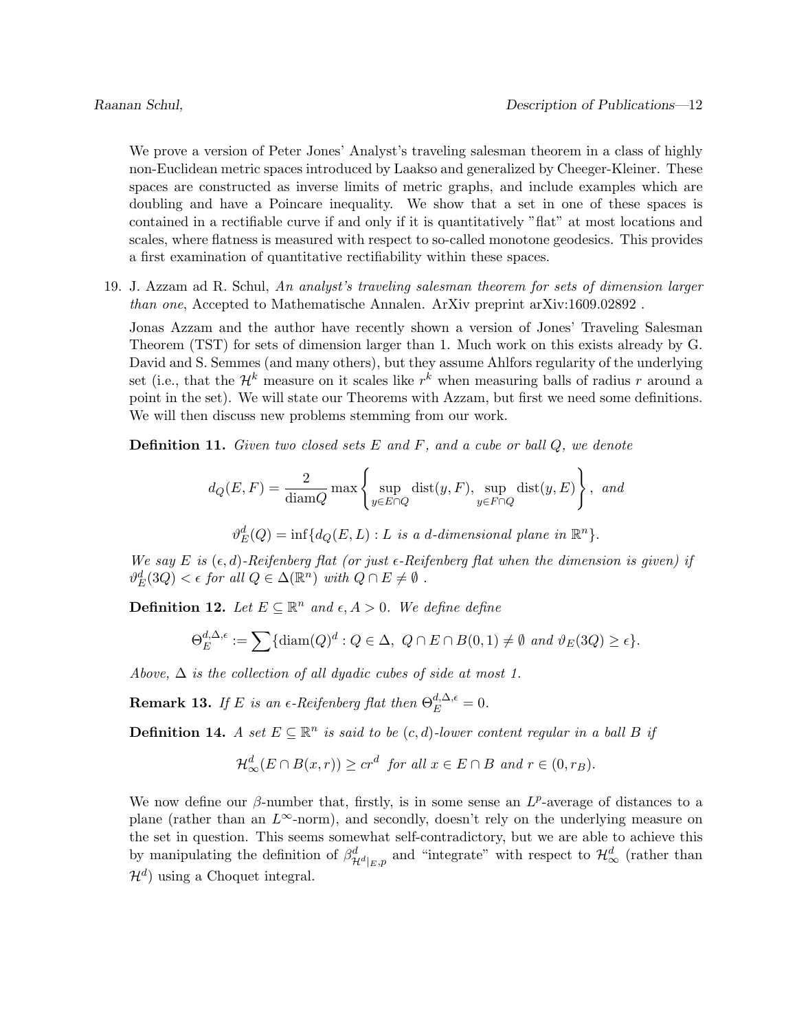We prove a version of Peter Jones' Analyst's traveling salesman theorem in a class of highly non-Euclidean metric spaces introduced by Laakso and generalized by Cheeger-Kleiner. These spaces are constructed as inverse limits of metric graphs, and include examples which are doubling and have a Poincare inequality. We show that a set in one of these spaces is contained in a rectifiable curve if and only if it is quantitatively "flat" at most locations and scales, where flatness is measured with respect to so-called monotone geodesics. This provides a first examination of quantitative rectifiability within these spaces.

19. J. Azzam ad R. Schul, *An analyst's traveling salesman theorem for sets of dimension larger than one*, Accepted to Mathematische Annalen. ArXiv preprint arXiv:1609.02892 .

Jonas Azzam and the author have recently shown a version of Jones' Traveling Salesman Theorem (TST) for sets of dimension larger than 1. Much work on this exists already by G. David and S. Semmes (and many others), but they assume Ahlfors regularity of the underlying set (i.e., that the $\mathcal{H}^k$ measure on it scales like $r^k$ when measuring balls of radius $r$ around a point in the set). We will state our Theorems with Azzam, but first we need some definitions. We will then discuss new problems stemming from our work.

**Definition 11.** *Given two closed sets $E$ and $F$, and a cube or ball $Q$, we denote*

$$d_Q(E,F) = \frac{2}{\operatorname{diam} Q} \max\left\{ \sup_{y \in E\cap Q} \operatorname{dist}(y,F), \sup_{y\in F\cap Q} \operatorname{dist}(y,E)\right\}, \text{ and}$$

$$\vartheta_E^d(Q) = \inf\{d_Q(E,L) : L \text{ is a } d\text{-dimensional plane in } \mathbb{R}^n\}.$$

*We say $E$ is $(\epsilon, d)$-Reifenberg flat (or just $\epsilon$-Reifenberg flat when the dimension is given) if $\vartheta_E^d(3Q) < \epsilon$ for all $Q \in \Delta(\mathbb{R}^n)$ with $Q \cap E \neq \emptyset$ .*

**Definition 12.** *Let $E \subseteq \mathbb{R}^n$ and $\epsilon, A > 0$. We define define*

$$\Theta_E^{d,\Delta,\epsilon} := \sum \{\operatorname{diam}(Q)^d : Q \in \Delta,\ Q \cap E \cap B(0,1) \neq \emptyset \text{ and } \vartheta_E(3Q) \geq \epsilon\}.$$

*Above, $\Delta$ is the collection of all dyadic cubes of side at most 1.*

**Remark 13.** *If $E$ is an $\epsilon$-Reifenberg flat then $\Theta_E^{d,\Delta,\epsilon} = 0$.*

**Definition 14.** *A set $E \subseteq \mathbb{R}^n$ is said to be $(c,d)$-lower content regular in a ball $B$ if*

$$\mathcal{H}^d_\infty(E \cap B(x,r)) \geq cr^d \text{ for all } x \in E \cap B \text{ and } r \in (0, r_B).$$

We now define our $\beta$-number that, firstly, is in some sense an $L^p$-average of distances to a plane (rather than an $L^\infty$-norm), and secondly, doesn't rely on the underlying measure on the set in question. This seems somewhat self-contradictory, but we are able to achieve this by manipulating the definition of $\beta^d_{\mathcal{H}^d|_E,p}$ and "integrate" with respect to $\mathcal{H}^d_\infty$ (rather than $\mathcal{H}^d$) using a Choquet integral.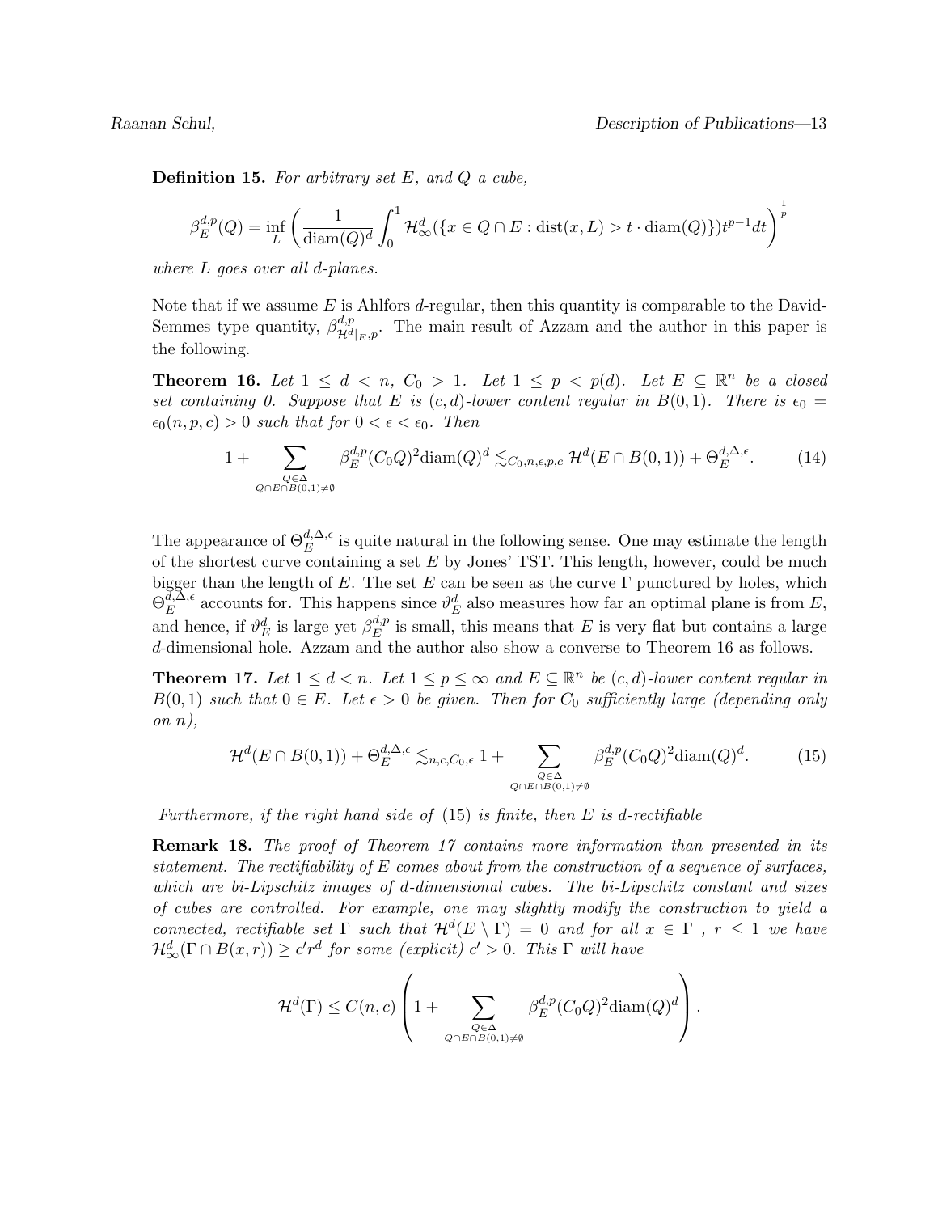**Definition 15.** *For arbitrary set $E$, and $Q$ a cube,*

$$\beta_E^{d,p}(Q) = \inf_L \left( \frac{1}{\operatorname{diam}(Q)^d} \int_0^1 \mathcal{H}^d_\infty(\{x \in Q \cap E : \operatorname{dist}(x, L) > t \cdot \operatorname{diam}(Q)\}) t^{p-1} dt \right)^{\frac{1}{p}}$$

*where $L$ goes over all $d$-planes.*

Note that if we assume $E$ is Ahlfors $d$-regular, then this quantity is comparable to the David-Semmes type quantity, $\beta^{d,p}_{\mathcal{H}^d|_E, p}$. The main result of Azzam and the author in this paper is the following.

**Theorem 16.** *Let $1 \leq d < n$, $C_0 > 1$. Let $1 \leq p < p(d)$. Let $E \subseteq \mathbb{R}^n$ be a closed set containing $0$. Suppose that $E$ is $(c, d)$-lower content regular in $B(0, 1)$. There is $\epsilon_0 = \epsilon_0(n, p, c) > 0$ such that for $0 < \epsilon < \epsilon_0$. Then*

$$1 + \sum_{\substack{Q \in \Delta \\ Q \cap E \cap B(0,1) \neq \emptyset}} \beta_E^{d,p}(C_0 Q)^2 \operatorname{diam}(Q)^d \lesssim_{C_0, n, \epsilon, p, c} \mathcal{H}^d(E \cap B(0, 1)) + \Theta_E^{d, \Delta, \epsilon}. \tag{14}$$

The appearance of $\Theta_E^{d,\Delta,\epsilon}$ is quite natural in the following sense. One may estimate the length of the shortest curve containing a set $E$ by Jones' TST. This length, however, could be much bigger than the length of $E$. The set $E$ can be seen as the curve $\Gamma$ punctured by holes, which $\Theta_E^{d,\Delta,\epsilon}$ accounts for. This happens since $\vartheta_E^d$ also measures how far an optimal plane is from $E$, and hence, if $\vartheta_E^d$ is large yet $\beta_E^{d,p}$ is small, this means that $E$ is very flat but contains a large $d$-dimensional hole. Azzam and the author also show a converse to Theorem 16 as follows.

**Theorem 17.** *Let $1 \leq d < n$. Let $1 \leq p \leq \infty$ and $E \subseteq \mathbb{R}^n$ be $(c, d)$-lower content regular in $B(0, 1)$ such that $0 \in E$. Let $\epsilon > 0$ be given. Then for $C_0$ sufficiently large (depending only on $n$),*

$$\mathcal{H}^d(E \cap B(0, 1)) + \Theta_E^{d,\Delta,\epsilon} \lesssim_{n, c, C_0, \epsilon} 1 + \sum_{\substack{Q \in \Delta \\ Q \cap E \cap B(0,1) \neq \emptyset}} \beta_E^{d,p}(C_0 Q)^2 \operatorname{diam}(Q)^d. \tag{15}$$

*Furthermore, if the right hand side of (15) is finite, then $E$ is $d$-rectifiable*

**Remark 18.** *The proof of Theorem 17 contains more information than presented in its statement. The rectifiability of $E$ comes about from the construction of a sequence of surfaces, which are bi-Lipschitz images of $d$-dimensional cubes. The bi-Lipschitz constant and sizes of cubes are controlled. For example, one may slightly modify the construction to yield a connected, rectifiable set $\Gamma$ such that $\mathcal{H}^d(E \setminus \Gamma) = 0$ and for all $x \in \Gamma$ , $r \leq 1$ we have $\mathcal{H}^d_\infty(\Gamma \cap B(x, r)) \geq c' r^d$ for some (explicit) $c' > 0$. This $\Gamma$ will have*

$$\mathcal{H}^d(\Gamma) \leq C(n, c) \left( 1 + \sum_{\substack{Q \in \Delta \\ Q \cap E \cap B(0,1) \neq \emptyset}} \beta_E^{d,p}(C_0 Q)^2 \operatorname{diam}(Q)^d \right).$$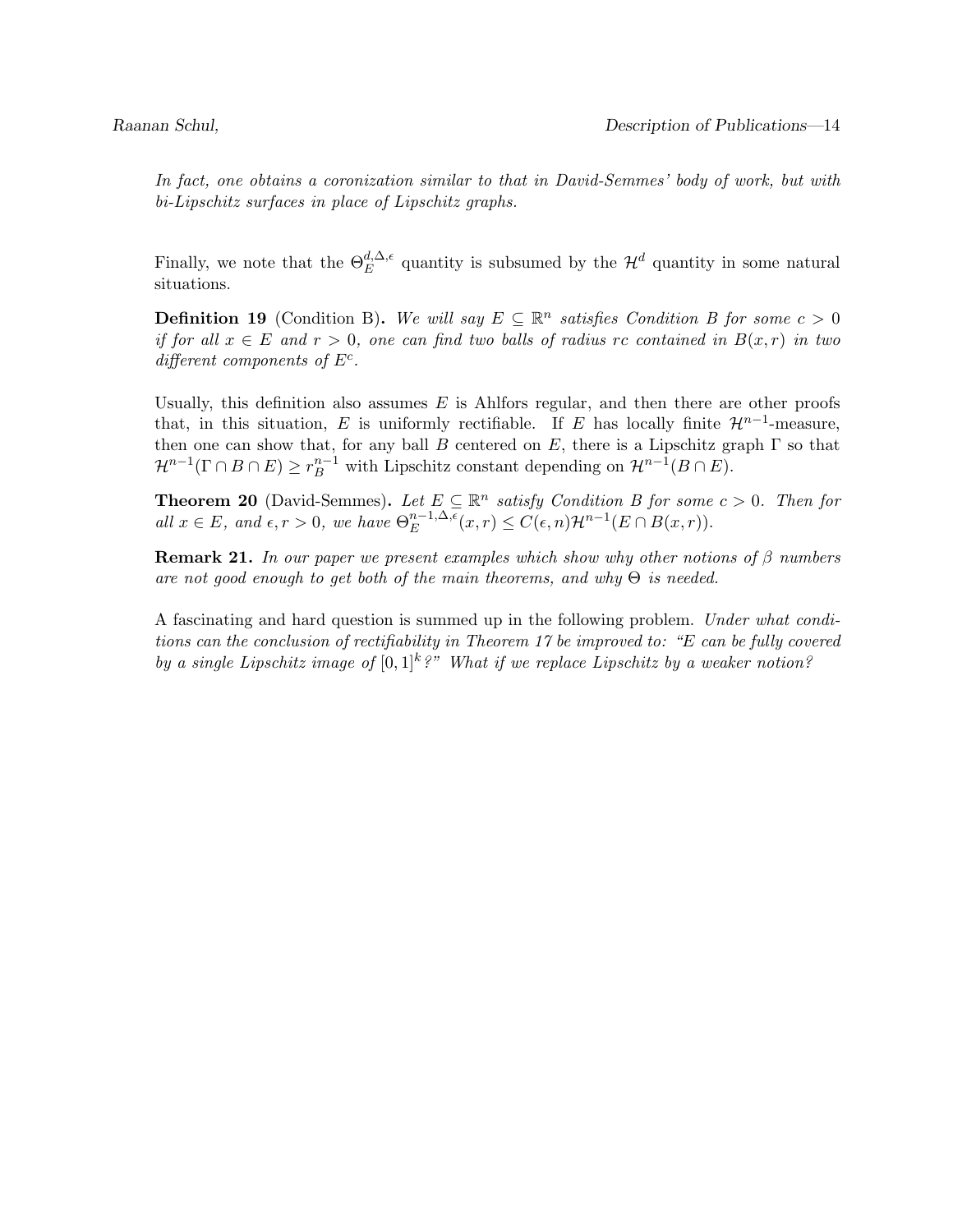*In fact, one obtains a coronization similar to that in David-Semmes' body of work, but with bi-Lipschitz surfaces in place of Lipschitz graphs.*

Finally, we note that the $\Theta_E^{d,\Delta,\epsilon}$ quantity is subsumed by the $\mathcal{H}^d$ quantity in some natural situations.

**Definition 19** (Condition B)**.** *We will say $E \subseteq \mathbb{R}^n$ satisfies Condition B for some $c > 0$ if for all $x \in E$ and $r > 0$, one can find two balls of radius $rc$ contained in $B(x, r)$ in two different components of $E^c$.*

Usually, this definition also assumes $E$ is Ahlfors regular, and then there are other proofs that, in this situation, $E$ is uniformly rectifiable. If $E$ has locally finite $\mathcal{H}^{n-1}$-measure, then one can show that, for any ball $B$ centered on $E$, there is a Lipschitz graph $\Gamma$ so that $\mathcal{H}^{n-1}(\Gamma \cap B \cap E) \geq r_B^{n-1}$ with Lipschitz constant depending on $\mathcal{H}^{n-1}(B \cap E)$.

**Theorem 20** (David-Semmes)**.** *Let $E \subseteq \mathbb{R}^n$ satisfy Condition B for some $c > 0$. Then for all $x \in E$, and $\epsilon, r > 0$, we have $\Theta_E^{n-1,\Delta,\epsilon}(x, r) \leq C(\epsilon, n)\mathcal{H}^{n-1}(E \cap B(x, r))$.*

**Remark 21.** *In our paper we present examples which show why other notions of $\beta$ numbers are not good enough to get both of the main theorems, and why $\Theta$ is needed.*

A fascinating and hard question is summed up in the following problem. *Under what conditions can the conclusion of rectifiability in Theorem 17 be improved to: "E can be fully covered by a single Lipschitz image of $[0, 1]^k$?" What if we replace Lipschitz by a weaker notion?*